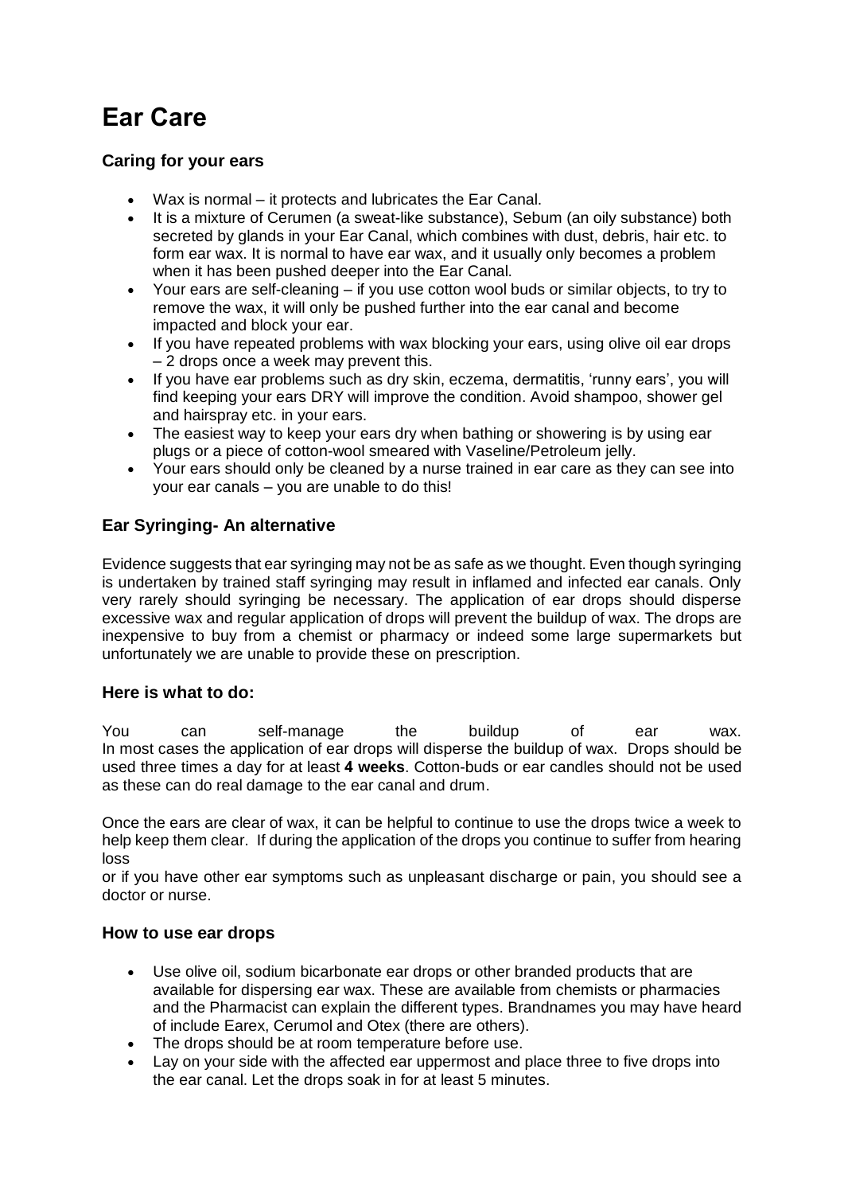# Ear Care

### Caring for your ears

- Wax is normal – it protects and lubricates the Ear Canal.
- It is a mixture of Cerumen (a sweat-like substance), Sebum (an oily substance) both secreted by glands in your Ear Canal, which combines with dust, debris, hair etc. to form ear wax. It is normal to have ear wax, and it usually only becomes a problem when it has been pushed deeper into the Ear Canal.
- Your ears are self-cleaning – if you use cotton wool buds or similar objects, to try to remove the wax, it will only be pushed further into the ear canal and become impacted and block your ear.
- If you have repeated problems with wax blocking your ears, using olive oil ear drops – 2 drops once a week may prevent this.
- If you have ear problems such as dry skin, eczema, dermatitis, 'runny ears', you will find keeping your ears DRY will improve the condition. Avoid shampoo, shower gel and hairspray etc. in your ears.
- The easiest way to keep your ears dry when bathing or showering is by using ear plugs or a piece of cotton-wool smeared with Vaseline/Petroleum jelly.
- Your ears should only be cleaned by a nurse trained in ear care as they can see into your ear canals – you are unable to do this!

### Ear Syringing- An alternative

Evidence suggests that ear syringing may not be as safe as we thought. Even though syringing is undertaken by trained staff syringing may result in inflamed and infected ear canals. Only very rarely should syringing be necessary. The application of ear drops should disperse excessive wax and regular application of drops will prevent the buildup of wax. The drops are inexpensive to buy from a chemist or pharmacy or indeed some large supermarkets but unfortunately we are unable to provide these on prescription.

### Here is what to do:

You can self-manage the buildup of ear wax.
In most cases the application of ear drops will disperse the buildup of wax. Drops should be used three times a day for at least **4 weeks**. Cotton-buds or ear candles should not be used as these can do real damage to the ear canal and drum.

Once the ears are clear of wax, it can be helpful to continue to use the drops twice a week to help keep them clear. If during the application of the drops you continue to suffer from hearing loss
or if you have other ear symptoms such as unpleasant discharge or pain, you should see a doctor or nurse.

### How to use ear drops

- Use olive oil, sodium bicarbonate ear drops or other branded products that are available for dispersing ear wax. These are available from chemists or pharmacies and the Pharmacist can explain the different types. Brandnames you may have heard of include Earex, Cerumol and Otex (there are others).
- The drops should be at room temperature before use.
- Lay on your side with the affected ear uppermost and place three to five drops into the ear canal. Let the drops soak in for at least 5 minutes.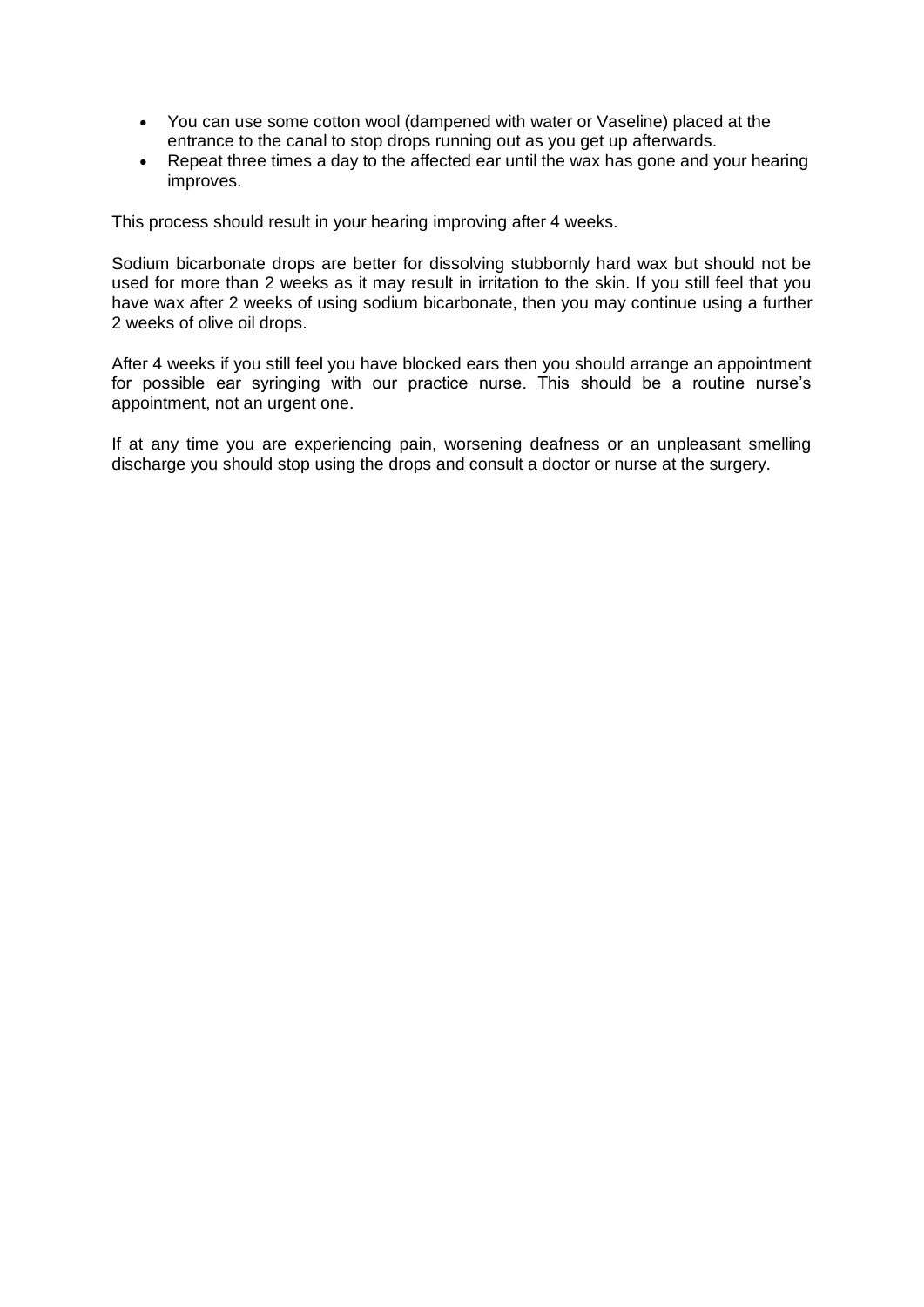- You can use some cotton wool (dampened with water or Vaseline) placed at the entrance to the canal to stop drops running out as you get up afterwards.
- Repeat three times a day to the affected ear until the wax has gone and your hearing improves.

This process should result in your hearing improving after 4 weeks.

Sodium bicarbonate drops are better for dissolving stubbornly hard wax but should not be used for more than 2 weeks as it may result in irritation to the skin. If you still feel that you have wax after 2 weeks of using sodium bicarbonate, then you may continue using a further 2 weeks of olive oil drops.

After 4 weeks if you still feel you have blocked ears then you should arrange an appointment for possible ear syringing with our practice nurse. This should be a routine nurse's appointment, not an urgent one.

If at any time you are experiencing pain, worsening deafness or an unpleasant smelling discharge you should stop using the drops and consult a doctor or nurse at the surgery.